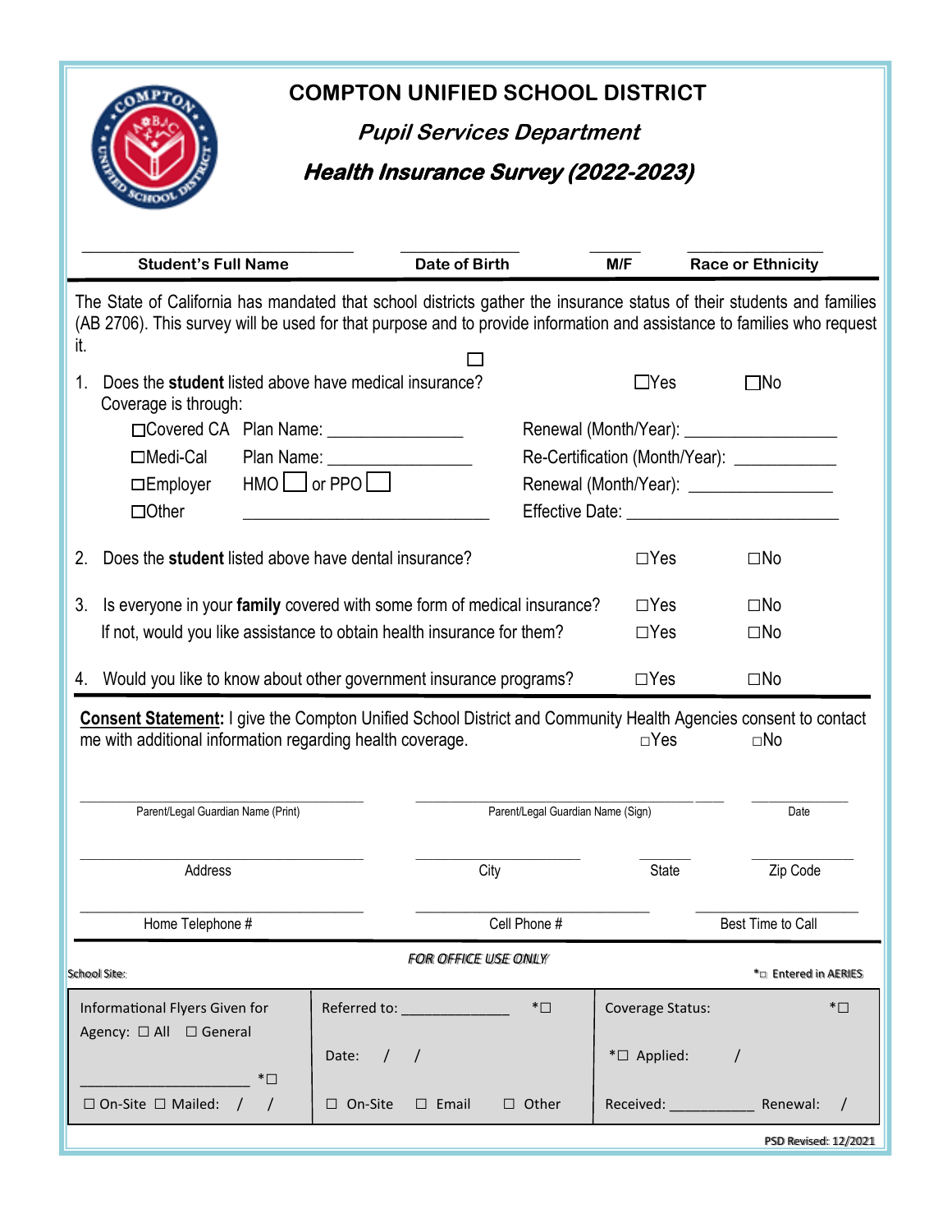# COMPTON UNIFIED SCHOOL DISTRICT

## *Pupil Services Department*

## ***Health Insurance Survey (2022-2023)***

| ______________________________ | ______________ | ______ | ________________ |
|---|---|---|---|
| **Student's Full Name** | **Date of Birth** | **M/F** | **Race or Ethnicity** |

The State of California has mandated that school districts gather the insurance status of their students and families (AB 2706). This survey will be used for that purpose and to provide information and assistance to families who request it.

☐

1. Does the **student** listed above have medical insurance? ☐Yes ☐No

   Coverage is through:

   - ☐Covered CA Plan Name: _______________ Renewal (Month/Year): _________________
   - ☐Medi-Cal Plan Name: ________________ Re-Certification (Month/Year): ___________
   - ☐Employer HMO ☐ or PPO ☐ Renewal (Month/Year): ________________
   - ☐Other ____________________________ Effective Date: ________________________

2. Does the **student** listed above have dental insurance? ☐Yes ☐No

3. Is everyone in your **family** covered with some form of medical insurance? ☐Yes ☐No

   If not, would you like assistance to obtain health insurance for them? ☐Yes ☐No

4. Would you like to know about other government insurance programs? ☐Yes ☐No

**Consent Statement:** I give the Compton Unified School District and Community Health Agencies consent to contact me with additional information regarding health coverage. ☐Yes ☐No

| ______________________________ | ______________________________ | ____________ |
|---|---|---|
| Parent/Legal Guardian Name (Print) | Parent/Legal Guardian Name (Sign) | Date |

| ______________________________ | __________________ | ________ | ____________ |
|---|---|---|---|
| Address | City | State | Zip Code |

| ______________________________ | ______________________________ | __________________ |
|---|---|---|
| Home Telephone # | Cell Phone # | Best Time to Call |

*FOR OFFICE USE ONLY*

School Site: *☐ Entered in AERIES

| | | |
|---|---|---|
| Informational Flyers Given for Agency: ☐ All ☐ General | Referred to: _____________ *☐ | Coverage Status: *☐ |
| ____________________ *☐ | Date: / / | *☐ Applied: / |
| ☐ On-Site ☐ Mailed: / / | ☐ On-Site ☐ Email ☐ Other | Received: __________ Renewal: / |

PSD Revised: 12/2021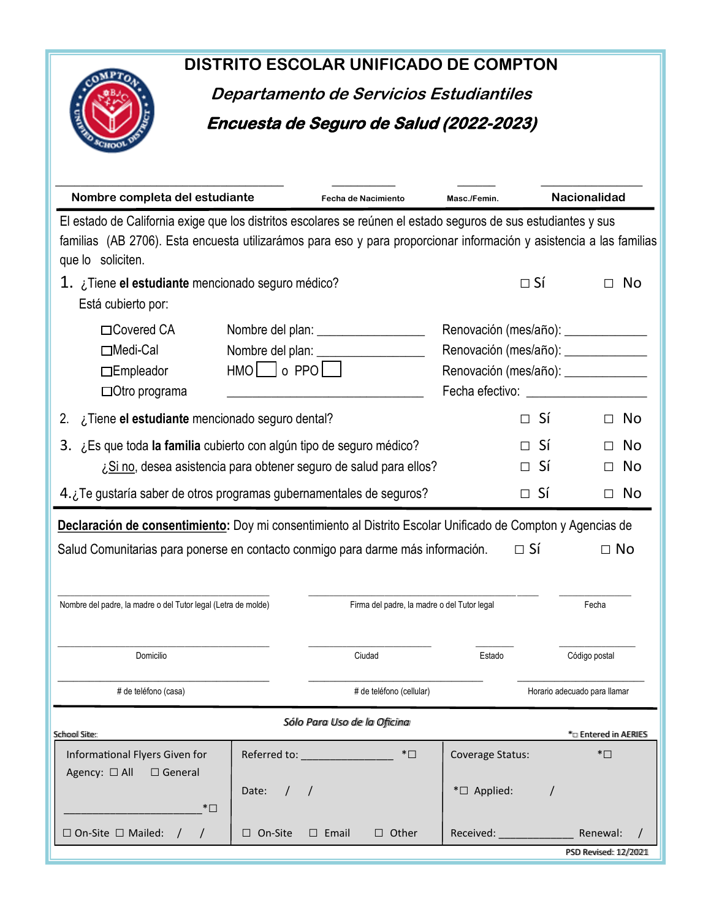# DISTRITO ESCOLAR UNIFICADO DE COMPTON

## *Departamento de Servicios Estudiantiles*

## *Encuesta de Seguro de Salud (2022-2023)*

| ______________________ | __________ | ______ | ______________ |
|---|---|---|---|
| **Nombre completa del estudiante** | **Fecha de Nacimiento** | **Masc./Femin.** | **Nacionalidad** |

El estado de California exige que los distritos escolares se reúnen el estado seguros de sus estudiantes y sus familias (AB 2706). Esta encuesta utilizarámos para eso y para proporcionar información y asistencia a las familias que lo soliciten.

1. ¿Tiene **el estudiante** mencionado seguro médico? ☐ Sí ☐ No

   Está cubierto por:

   ☐Covered CA Nombre del plan: ________________ Renovación (mes/año): ____________

   ☐Medi-Cal Nombre del plan: ________________ Renovación (mes/año): ____________

   ☐Empleador HMO ☐ o PPO ☐ Renovación (mes/año): ____________

   ☐Otro programa ________________________ Fecha efectivo: ______________

2. ¿Tiene **el estudiante** mencionado seguro dental? ☐ Sí ☐ No

3. ¿Es que toda **la familia** cubierto con algún tipo de seguro médico? ☐ Sí ☐ No

   ¿Si no, desea asistencia para obtener seguro de salud para ellos? ☐ Sí ☐ No

4. ¿Te gustaría saber de otros programas gubernamentales de seguros? ☐ Sí ☐ No

**Declaración de consentimiento:** Doy mi consentimiento al Distrito Escolar Unificado de Compton y Agencias de Salud Comunitarias para ponerse en contacto conmigo para darme más información. ☐ Sí ☐ No

| ______________________ | ______________________ | __________ |
|---|---|---|
| Nombre del padre, la madre o del Tutor legal (Letra de molde) | Firma del padre, la madre o del Tutor legal | Fecha |

| ______________________ | ______________ | ______ | __________ |
|---|---|---|---|
| Domicilio | Ciudad | Estado | Código postal |

| ______________________ | ______________________ | ______________________ |
|---|---|---|
| # de teléfono (casa) | # de teléfono (cellular) | Horario adecuado para llamar |

*Sólo Para Uso de la Oficina*

School Site: *☐ Entered in AERIES

| | | |
|---|---|---|
| Informational Flyers Given for Agency: ☐ All ☐ General<br>________________________ *☐<br>☐ On-Site ☐ Mailed: / / | Referred to: ________________ *☐<br>Date: / /<br>☐ On-Site ☐ Email ☐ Other | Coverage Status: *☐<br>*☐ Applied: /<br>Received: ____________ Renewal: / |

PSD Revised: 12/2021